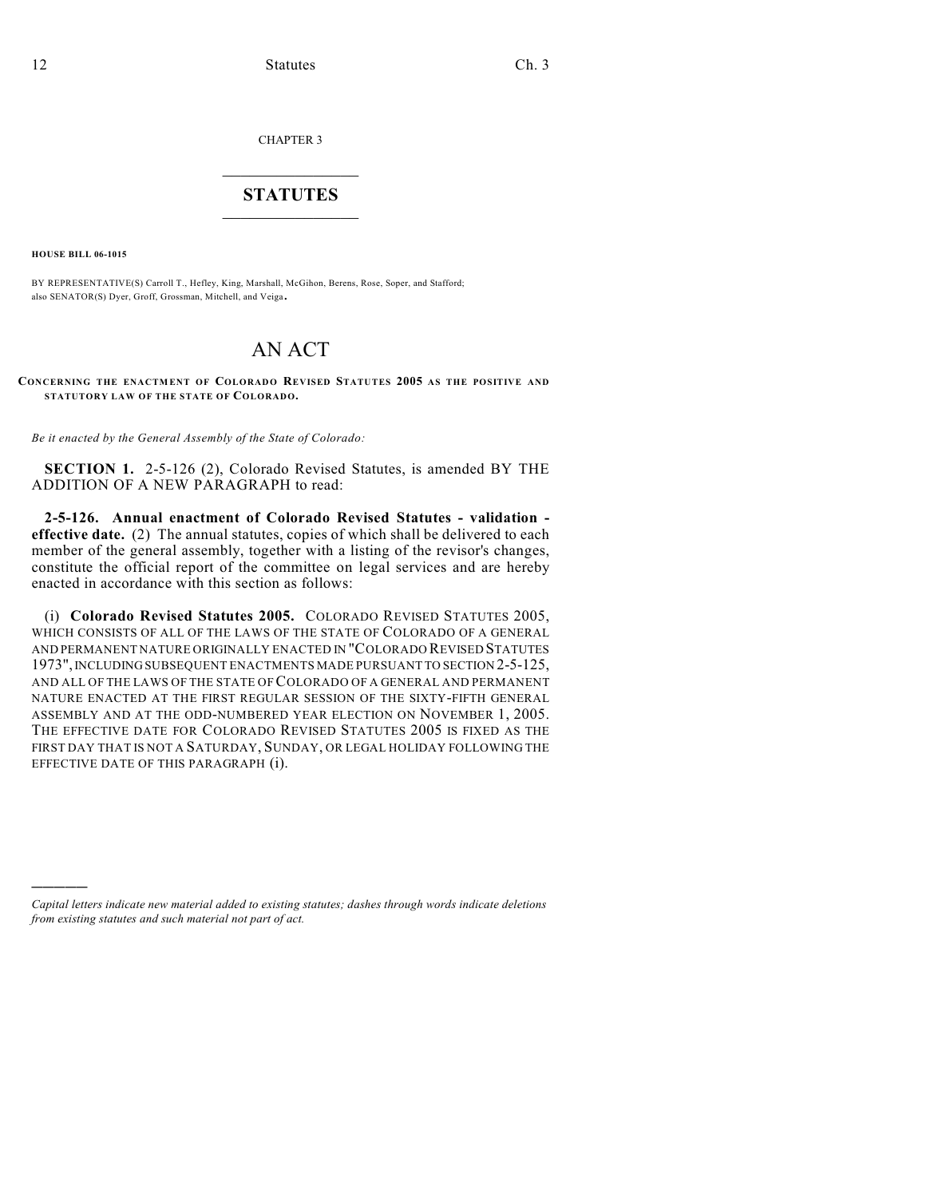CHAPTER 3

# STATUTES

**HOUSE BILL 06-1015**

BY REPRESENTATIVE(S) Carroll T., Hefley, King, Marshall, McGihon, Berens, Rose, Soper, and Stafford; also SENATOR(S) Dyer, Groff, Grossman, Mitchell, and Veiga.

# AN ACT

**CONCERNING THE ENACTMENT OF COLORADO REVISED STATUTES 2005 AS THE POSITIVE AND STATUTORY LAW OF THE STATE OF COLORADO.**

*Be it enacted by the General Assembly of the State of Colorado:*

**SECTION 1.** 2-5-126 (2), Colorado Revised Statutes, is amended BY THE ADDITION OF A NEW PARAGRAPH to read:

**2-5-126. Annual enactment of Colorado Revised Statutes - validation - effective date.** (2) The annual statutes, copies of which shall be delivered to each member of the general assembly, together with a listing of the revisor's changes, constitute the official report of the committee on legal services and are hereby enacted in accordance with this section as follows:

(i) **Colorado Revised Statutes 2005.** COLORADO REVISED STATUTES 2005, WHICH CONSISTS OF ALL OF THE LAWS OF THE STATE OF COLORADO OF A GENERAL AND PERMANENT NATURE ORIGINALLY ENACTED IN "COLORADO REVISED STATUTES 1973", INCLUDING SUBSEQUENT ENACTMENTS MADE PURSUANT TO SECTION 2-5-125, AND ALL OF THE LAWS OF THE STATE OF COLORADO OF A GENERAL AND PERMANENT NATURE ENACTED AT THE FIRST REGULAR SESSION OF THE SIXTY-FIFTH GENERAL ASSEMBLY AND AT THE ODD-NUMBERED YEAR ELECTION ON NOVEMBER 1, 2005. THE EFFECTIVE DATE FOR COLORADO REVISED STATUTES 2005 IS FIXED AS THE FIRST DAY THAT IS NOT A SATURDAY, SUNDAY, OR LEGAL HOLIDAY FOLLOWING THE EFFECTIVE DATE OF THIS PARAGRAPH (i).

---

*Capital letters indicate new material added to existing statutes; dashes through words indicate deletions from existing statutes and such material not part of act.*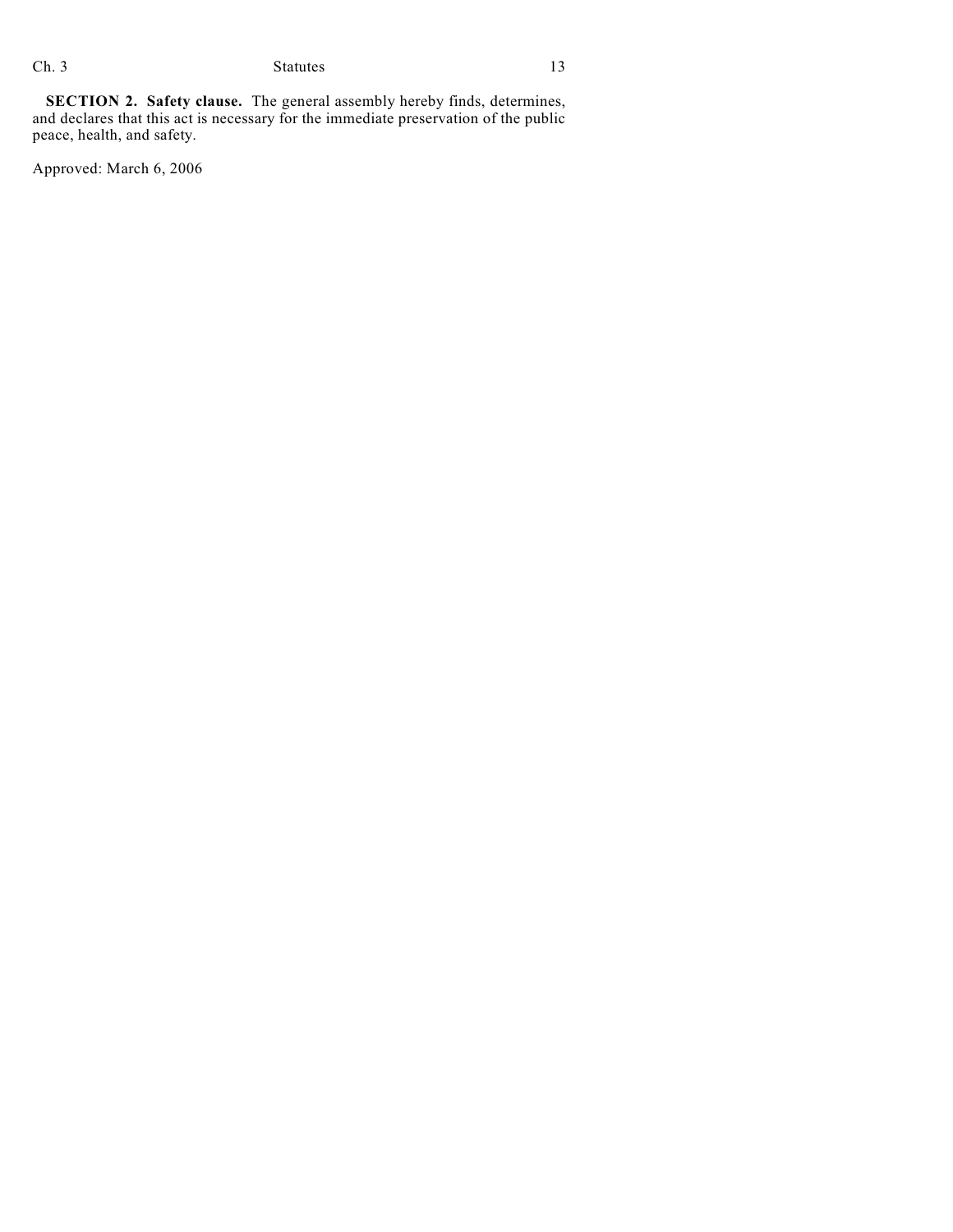**SECTION 2. Safety clause.** The general assembly hereby finds, determines, and declares that this act is necessary for the immediate preservation of the public peace, health, and safety.

Approved: March 6, 2006